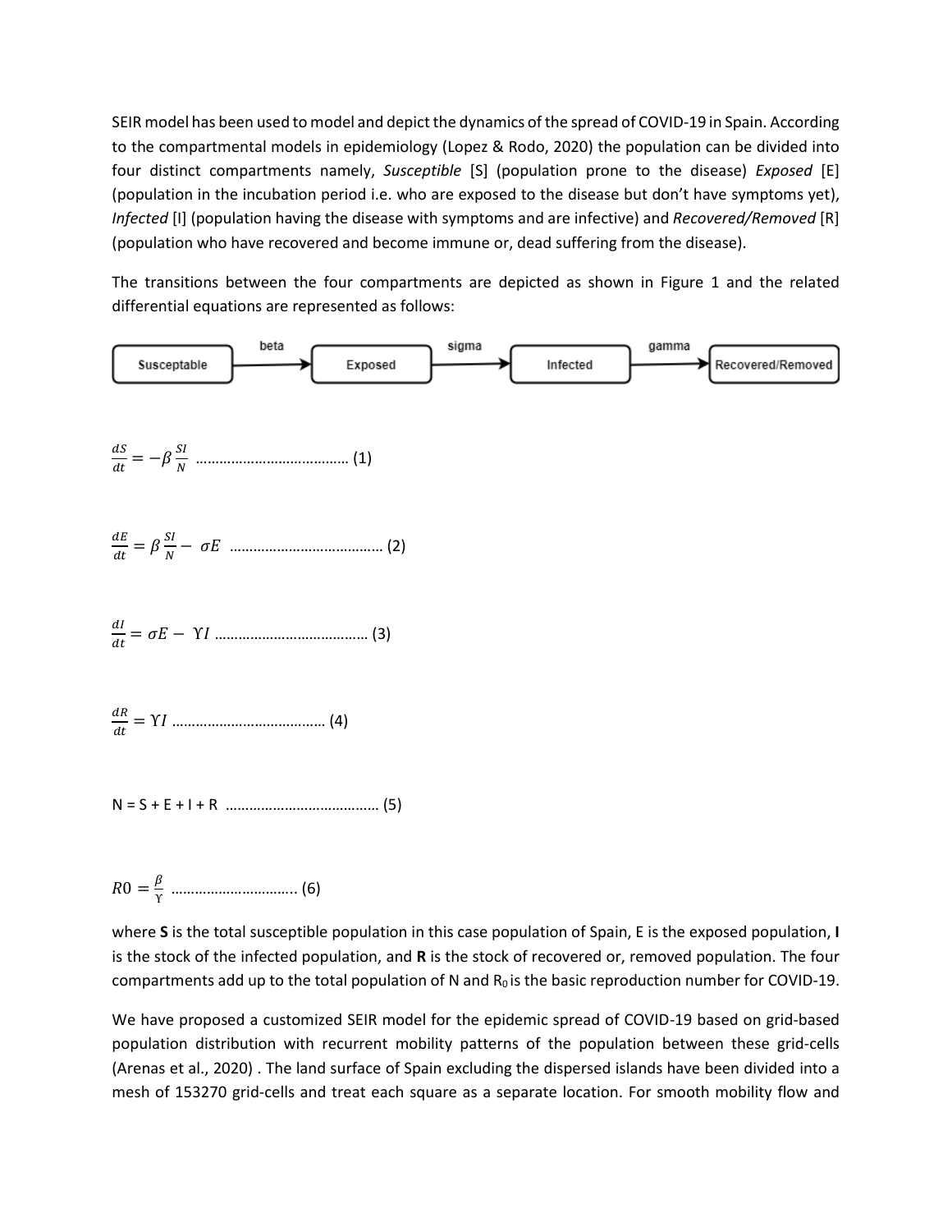SEIR model has been used to model and depict the dynamics of the spread of COVID-19 in Spain. According to the compartmental models in epidemiology (Lopez & Rodo, 2020) the population can be divided into four distinct compartments namely, *Susceptible* [S] (population prone to the disease) *Exposed* [E] (population in the incubation period i.e. who are exposed to the disease but don't have symptoms yet), *Infected* [I] (population having the disease with symptoms and are infective) and *Recovered/Removed* [R] (population who have recovered and become immune or, dead suffering from the disease).

The transitions between the four compartments are depicted as shown in Figure 1 and the related differential equations are represented as follows:

Susceptable —beta→ Exposed —sigma→ Infected —gamma→ Recovered/Removed

$$\frac{dS}{dt} = -\beta\frac{SI}{N} \quad \text{.......................................} (1)$$

$$\frac{dE}{dt} = \beta\frac{SI}{N} - \sigma E \quad \text{.......................................} (2)$$

$$\frac{dI}{dt} = \sigma E - \Upsilon I \quad \text{.......................................} (3)$$

$$\frac{dR}{dt} = \Upsilon I \quad \text{.......................................} (4)$$

N = S + E + I + R ....................................... (5)

$$R0 = \frac{\beta}{\Upsilon} \quad \text{...............................} (6)$$

where **S** is the total susceptible population in this case population of Spain, E is the exposed population, **I** is the stock of the infected population, and **R** is the stock of recovered or, removed population. The four compartments add up to the total population of N and $R_0$ is the basic reproduction number for COVID-19.

We have proposed a customized SEIR model for the epidemic spread of COVID-19 based on grid-based population distribution with recurrent mobility patterns of the population between these grid-cells (Arenas et al., 2020) . The land surface of Spain excluding the dispersed islands have been divided into a mesh of 153270 grid-cells and treat each square as a separate location. For smooth mobility flow and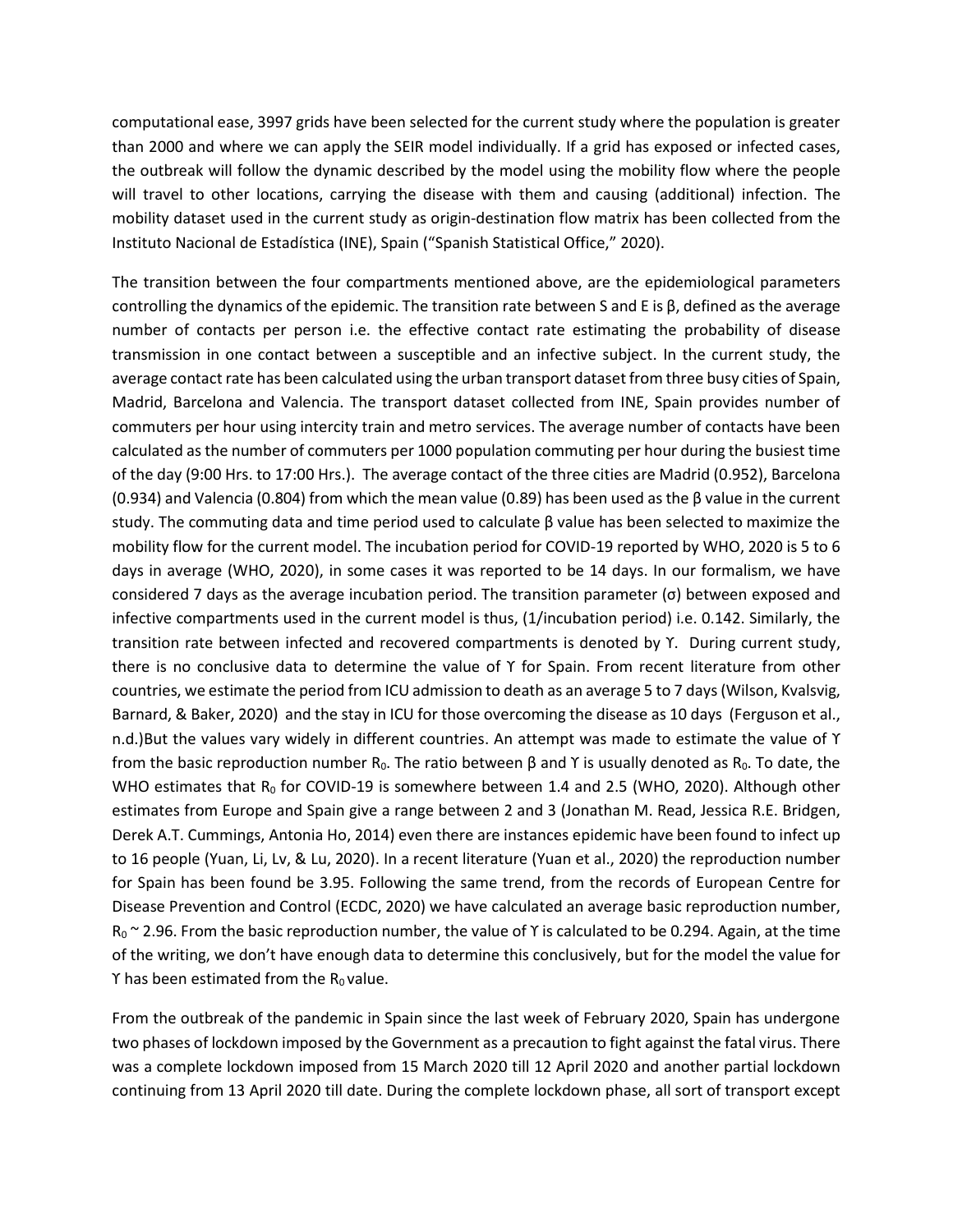computational ease, 3997 grids have been selected for the current study where the population is greater than 2000 and where we can apply the SEIR model individually. If a grid has exposed or infected cases, the outbreak will follow the dynamic described by the model using the mobility flow where the people will travel to other locations, carrying the disease with them and causing (additional) infection. The mobility dataset used in the current study as origin-destination flow matrix has been collected from the Instituto Nacional de Estadística (INE), Spain ("Spanish Statistical Office," 2020).

The transition between the four compartments mentioned above, are the epidemiological parameters controlling the dynamics of the epidemic. The transition rate between S and E is β, defined as the average number of contacts per person i.e. the effective contact rate estimating the probability of disease transmission in one contact between a susceptible and an infective subject. In the current study, the average contact rate has been calculated using the urban transport dataset from three busy cities of Spain, Madrid, Barcelona and Valencia. The transport dataset collected from INE, Spain provides number of commuters per hour using intercity train and metro services. The average number of contacts have been calculated as the number of commuters per 1000 population commuting per hour during the busiest time of the day (9:00 Hrs. to 17:00 Hrs.). The average contact of the three cities are Madrid (0.952), Barcelona (0.934) and Valencia (0.804) from which the mean value (0.89) has been used as the β value in the current study. The commuting data and time period used to calculate β value has been selected to maximize the mobility flow for the current model. The incubation period for COVID-19 reported by WHO, 2020 is 5 to 6 days in average (WHO, 2020), in some cases it was reported to be 14 days. In our formalism, we have considered 7 days as the average incubation period. The transition parameter (σ) between exposed and infective compartments used in the current model is thus, (1/incubation period) i.e. 0.142. Similarly, the transition rate between infected and recovered compartments is denoted by ϒ. During current study, there is no conclusive data to determine the value of ϒ for Spain. From recent literature from other countries, we estimate the period from ICU admission to death as an average 5 to 7 days (Wilson, Kvalsvig, Barnard, & Baker, 2020) and the stay in ICU for those overcoming the disease as 10 days (Ferguson et al., n.d.)But the values vary widely in different countries. An attempt was made to estimate the value of ϒ from the basic reproduction number $R_0$. The ratio between β and ϒ is usually denoted as $R_0$. To date, the WHO estimates that $R_0$ for COVID-19 is somewhere between 1.4 and 2.5 (WHO, 2020). Although other estimates from Europe and Spain give a range between 2 and 3 (Jonathan M. Read, Jessica R.E. Bridgen, Derek A.T. Cummings, Antonia Ho, 2014) even there are instances epidemic have been found to infect up to 16 people (Yuan, Li, Lv, & Lu, 2020). In a recent literature (Yuan et al., 2020) the reproduction number for Spain has been found be 3.95. Following the same trend, from the records of European Centre for Disease Prevention and Control (ECDC, 2020) we have calculated an average basic reproduction number, $R_0 \sim 2.96$. From the basic reproduction number, the value of ϒ is calculated to be 0.294. Again, at the time of the writing, we don't have enough data to determine this conclusively, but for the model the value for ϒ has been estimated from the $R_0$ value.

From the outbreak of the pandemic in Spain since the last week of February 2020, Spain has undergone two phases of lockdown imposed by the Government as a precaution to fight against the fatal virus. There was a complete lockdown imposed from 15 March 2020 till 12 April 2020 and another partial lockdown continuing from 13 April 2020 till date. During the complete lockdown phase, all sort of transport except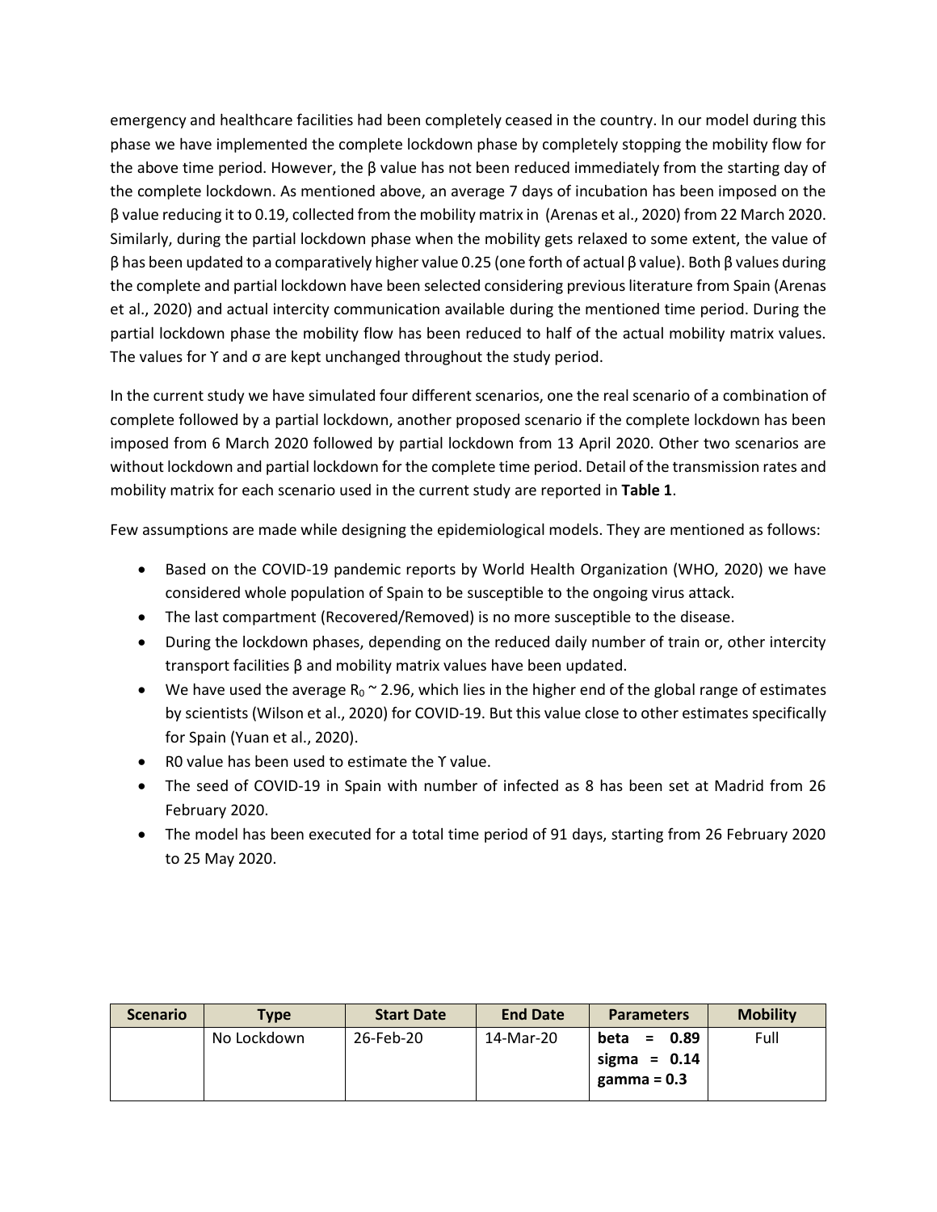emergency and healthcare facilities had been completely ceased in the country. In our model during this phase we have implemented the complete lockdown phase by completely stopping the mobility flow for the above time period. However, the $\beta$ value has not been reduced immediately from the starting day of the complete lockdown. As mentioned above, an average 7 days of incubation has been imposed on the $\beta$ value reducing it to 0.19, collected from the mobility matrix in (Arenas et al., 2020) from 22 March 2020. Similarly, during the partial lockdown phase when the mobility gets relaxed to some extent, the value of $\beta$ has been updated to a comparatively higher value 0.25 (one forth of actual $\beta$ value). Both $\beta$ values during the complete and partial lockdown have been selected considering previous literature from Spain (Arenas et al., 2020) and actual intercity communication available during the mentioned time period. During the partial lockdown phase the mobility flow has been reduced to half of the actual mobility matrix values. The values for $\Upsilon$ and $\sigma$ are kept unchanged throughout the study period.

In the current study we have simulated four different scenarios, one the real scenario of a combination of complete followed by a partial lockdown, another proposed scenario if the complete lockdown has been imposed from 6 March 2020 followed by partial lockdown from 13 April 2020. Other two scenarios are without lockdown and partial lockdown for the complete time period. Detail of the transmission rates and mobility matrix for each scenario used in the current study are reported in **Table 1**.

Few assumptions are made while designing the epidemiological models. They are mentioned as follows:

- Based on the COVID-19 pandemic reports by World Health Organization (WHO, 2020) we have considered whole population of Spain to be susceptible to the ongoing virus attack.
- The last compartment (Recovered/Removed) is no more susceptible to the disease.
- During the lockdown phases, depending on the reduced daily number of train or, other intercity transport facilities $\beta$ and mobility matrix values have been updated.
- We have used the average $R_0 \sim 2.96$, which lies in the higher end of the global range of estimates by scientists (Wilson et al., 2020) for COVID-19. But this value close to other estimates specifically for Spain (Yuan et al., 2020).
- R0 value has been used to estimate the $\Upsilon$ value.
- The seed of COVID-19 in Spain with number of infected as 8 has been set at Madrid from 26 February 2020.
- The model has been executed for a total time period of 91 days, starting from 26 February 2020 to 25 May 2020.

| Scenario | Type | Start Date | End Date | Parameters | Mobility |
|---|---|---|---|---|---|
| | No Lockdown | 26-Feb-20 | 14-Mar-20 | **beta = 0.89 sigma = 0.14 gamma = 0.3** | Full |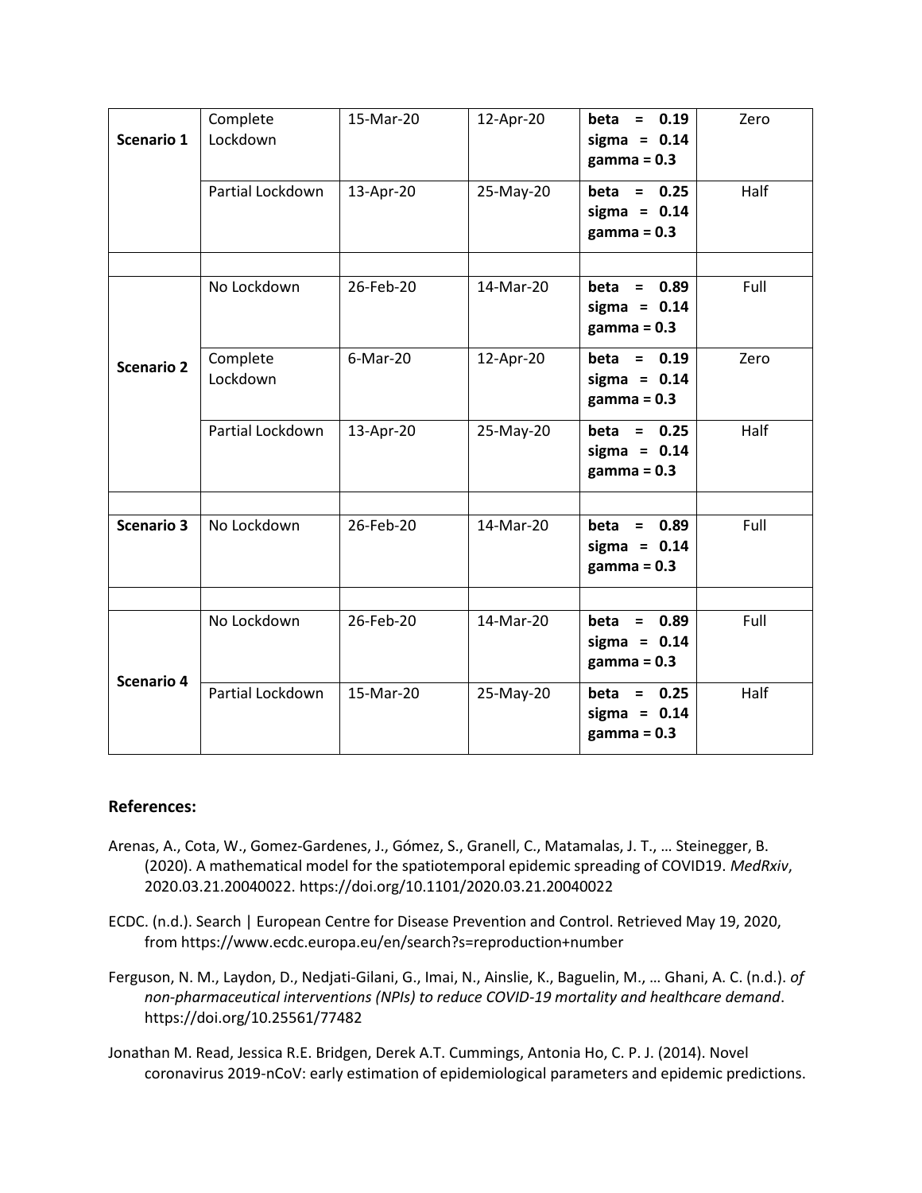| | | | | | |
|---|---|---|---|---|---|
| **Scenario 1** | Complete Lockdown | 15-Mar-20 | 12-Apr-20 | **beta = 0.19 sigma = 0.14 gamma = 0.3** | Zero |
| | Partial Lockdown | 13-Apr-20 | 25-May-20 | **beta = 0.25 sigma = 0.14 gamma = 0.3** | Half |
| | | | | | |
| **Scenario 2** | No Lockdown | 26-Feb-20 | 14-Mar-20 | **beta = 0.89 sigma = 0.14 gamma = 0.3** | Full |
| | Complete Lockdown | 6-Mar-20 | 12-Apr-20 | **beta = 0.19 sigma = 0.14 gamma = 0.3** | Zero |
| | Partial Lockdown | 13-Apr-20 | 25-May-20 | **beta = 0.25 sigma = 0.14 gamma = 0.3** | Half |
| | | | | | |
| **Scenario 3** | No Lockdown | 26-Feb-20 | 14-Mar-20 | **beta = 0.89 sigma = 0.14 gamma = 0.3** | Full |
| | | | | | |
| **Scenario 4** | No Lockdown | 26-Feb-20 | 14-Mar-20 | **beta = 0.89 sigma = 0.14 gamma = 0.3** | Full |
| | Partial Lockdown | 15-Mar-20 | 25-May-20 | **beta = 0.25 sigma = 0.14 gamma = 0.3** | Half |

### References:

Arenas, A., Cota, W., Gomez-Gardenes, J., Gómez, S., Granell, C., Matamalas, J. T., … Steinegger, B. (2020). A mathematical model for the spatiotemporal epidemic spreading of COVID19. *MedRxiv*, 2020.03.21.20040022. https://doi.org/10.1101/2020.03.21.20040022

ECDC. (n.d.). Search | European Centre for Disease Prevention and Control. Retrieved May 19, 2020, from https://www.ecdc.europa.eu/en/search?s=reproduction+number

Ferguson, N. M., Laydon, D., Nedjati-Gilani, G., Imai, N., Ainslie, K., Baguelin, M., … Ghani, A. C. (n.d.). *of non-pharmaceutical interventions (NPIs) to reduce COVID-19 mortality and healthcare demand*. https://doi.org/10.25561/77482

Jonathan M. Read, Jessica R.E. Bridgen, Derek A.T. Cummings, Antonia Ho, C. P. J. (2014). Novel coronavirus 2019-nCoV: early estimation of epidemiological parameters and epidemic predictions.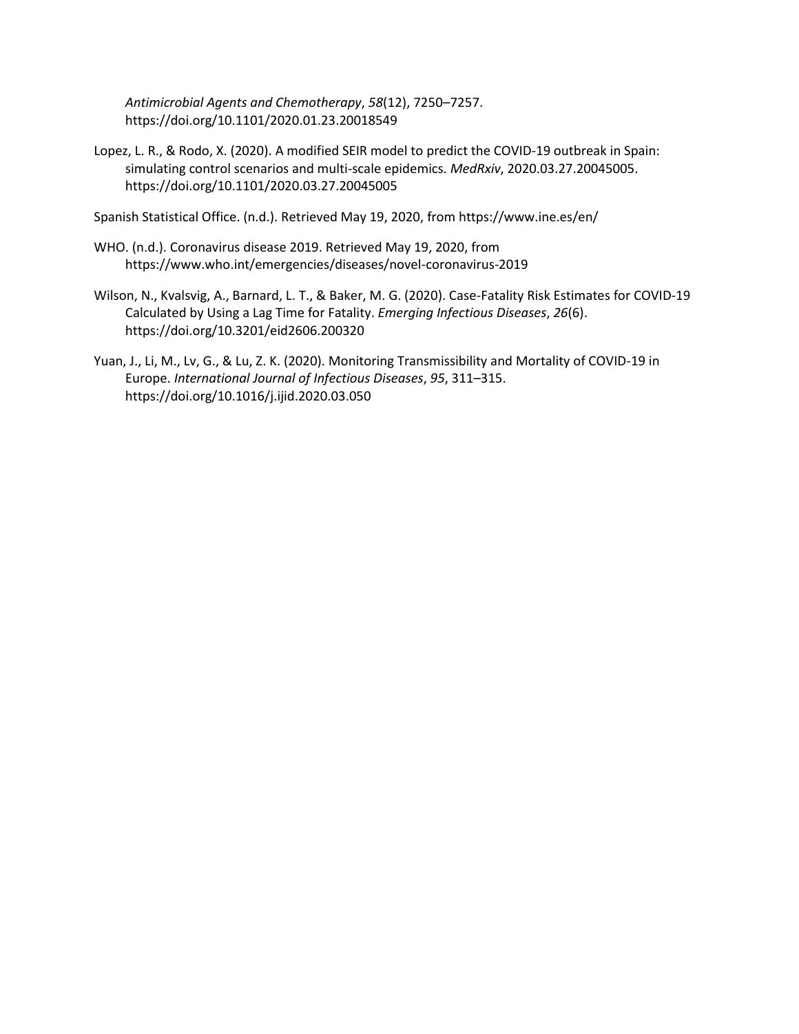*Antimicrobial Agents and Chemotherapy*, *58*(12), 7250–7257. https://doi.org/10.1101/2020.01.23.20018549

Lopez, L. R., & Rodo, X. (2020). A modified SEIR model to predict the COVID-19 outbreak in Spain: simulating control scenarios and multi-scale epidemics. *MedRxiv*, 2020.03.27.20045005. https://doi.org/10.1101/2020.03.27.20045005

Spanish Statistical Office. (n.d.). Retrieved May 19, 2020, from https://www.ine.es/en/

WHO. (n.d.). Coronavirus disease 2019. Retrieved May 19, 2020, from https://www.who.int/emergencies/diseases/novel-coronavirus-2019

Wilson, N., Kvalsvig, A., Barnard, L. T., & Baker, M. G. (2020). Case-Fatality Risk Estimates for COVID-19 Calculated by Using a Lag Time for Fatality. *Emerging Infectious Diseases*, *26*(6). https://doi.org/10.3201/eid2606.200320

Yuan, J., Li, M., Lv, G., & Lu, Z. K. (2020). Monitoring Transmissibility and Mortality of COVID-19 in Europe. *International Journal of Infectious Diseases*, *95*, 311–315. https://doi.org/10.1016/j.ijid.2020.03.050